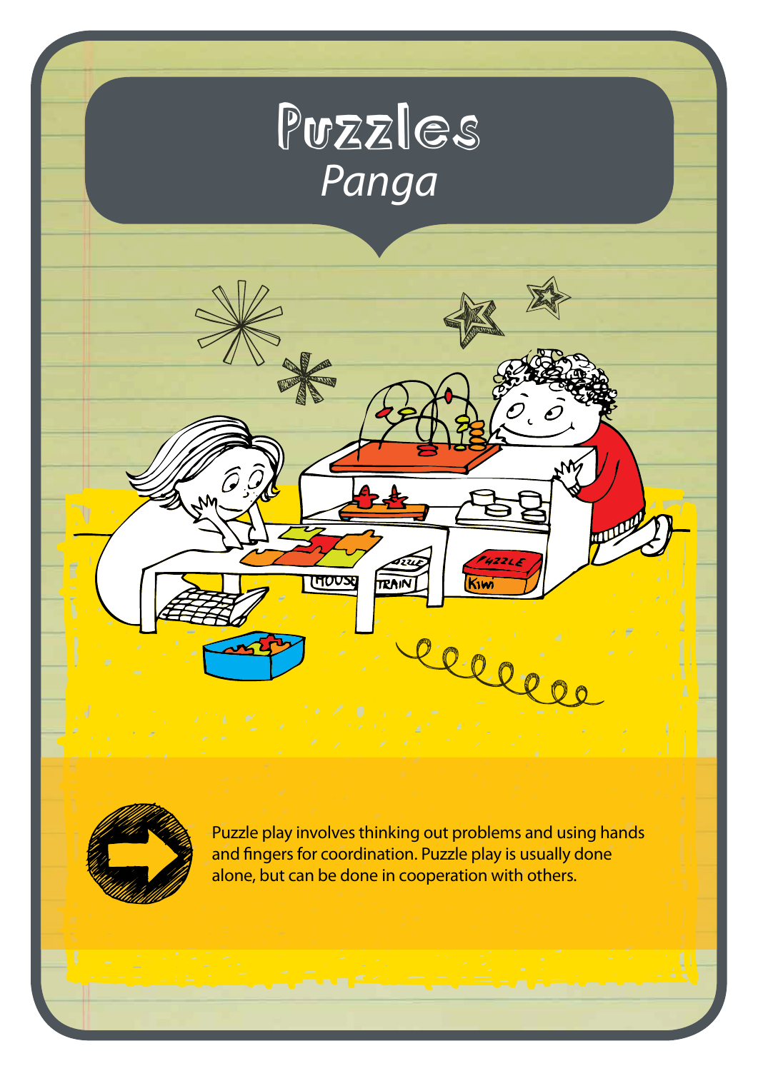# Puzzles
## *Panga*

Puzzle play involves thinking out problems and using hands and fingers for coordination. Puzzle play is usually done alone, but can be done in cooperation with others.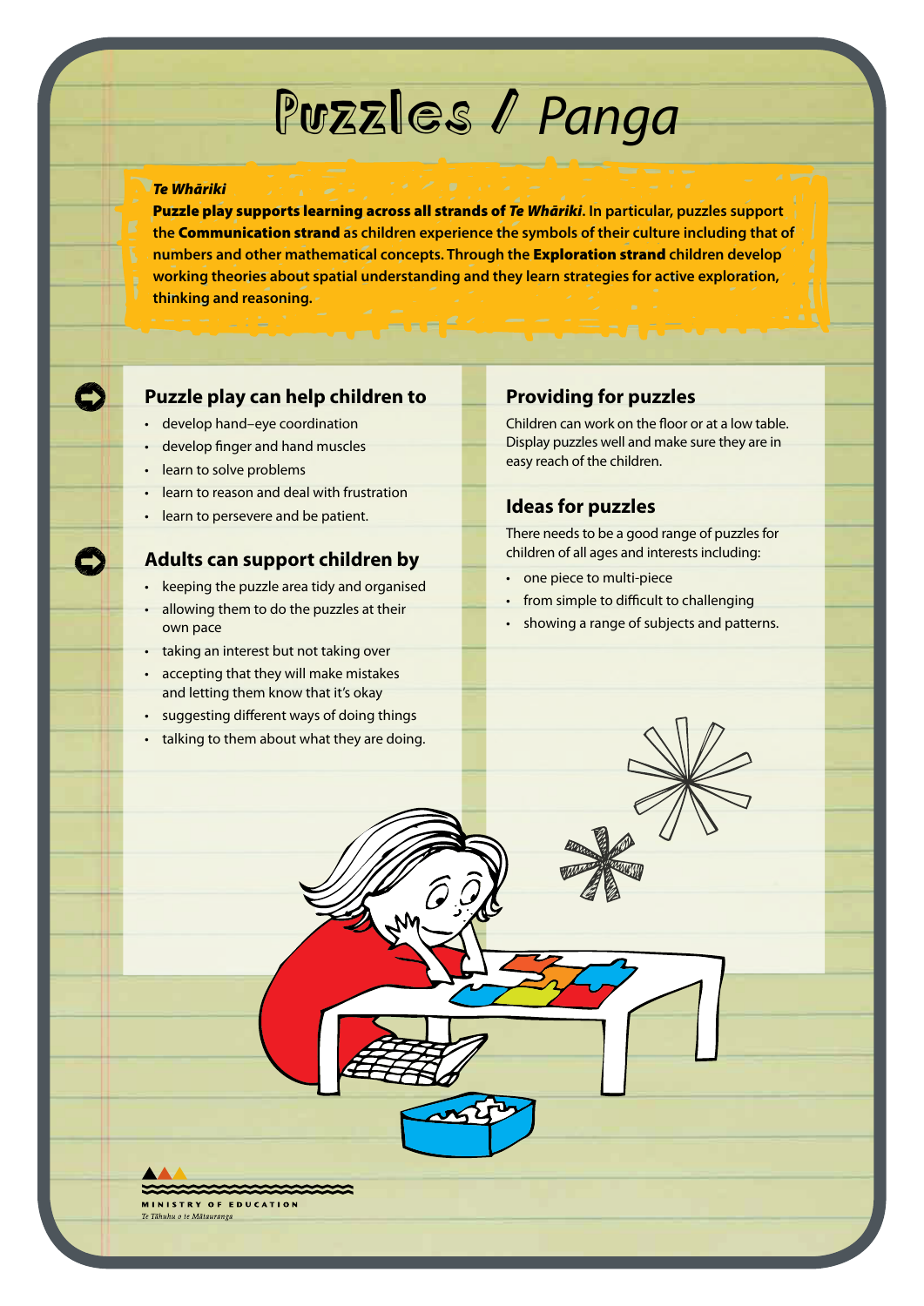# Puzzles / *Panga*

***Te Whāriki***

**Puzzle play supports learning across all strands of *Te Whāriki*. In particular, puzzles support the Communication strand as children experience the symbols of their culture including that of numbers and other mathematical concepts. Through the Exploration strand children develop working theories about spatial understanding and they learn strategies for active exploration, thinking and reasoning.**

## Puzzle play can help children to

- develop hand–eye coordination
- develop finger and hand muscles
- learn to solve problems
- learn to reason and deal with frustration
- learn to persevere and be patient.

## Adults can support children by

- keeping the puzzle area tidy and organised
- allowing them to do the puzzles at their own pace
- taking an interest but not taking over
- accepting that they will make mistakes and letting them know that it's okay
- suggesting different ways of doing things
- talking to them about what they are doing.

## Providing for puzzles

Children can work on the floor or at a low table. Display puzzles well and make sure they are in easy reach of the children.

## Ideas for puzzles

There needs to be a good range of puzzles for children of all ages and interests including:

- one piece to multi-piece
- from simple to difficult to challenging
- showing a range of subjects and patterns.

MINISTRY OF EDUCATION
*Te Tāhuhu o te Mātauranga*